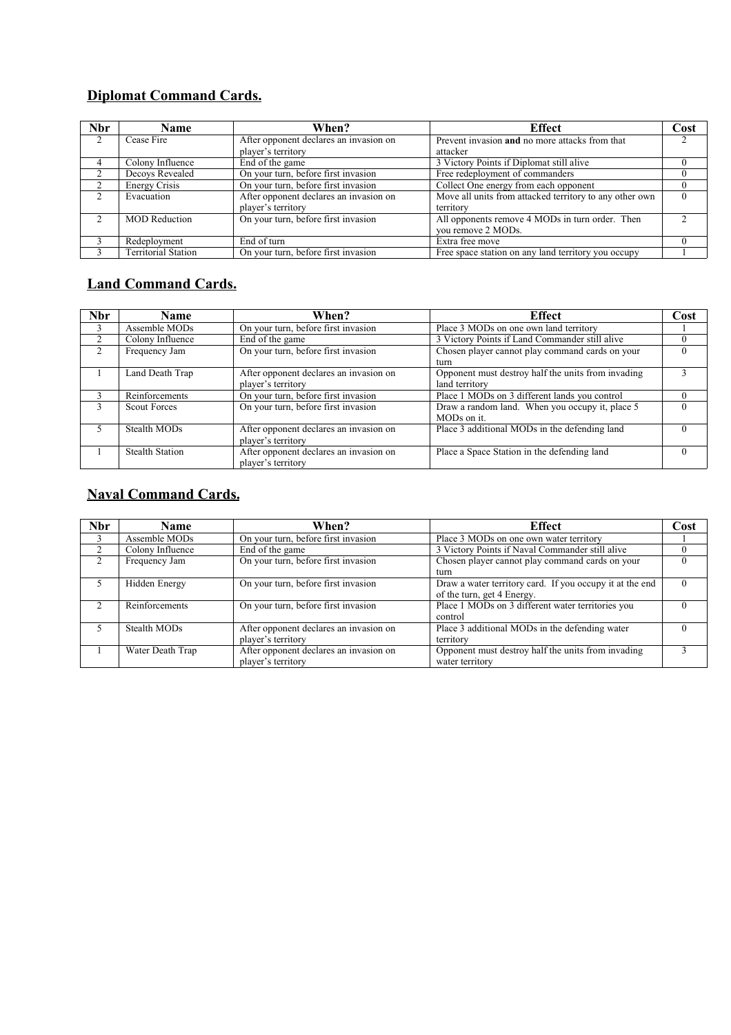## Diplomat Command Cards.

| Nbr | Name | When? | Effect | Cost |
|---|---|---|---|---|
| 2 | Cease Fire | After opponent declares an invasion on player's territory | Prevent invasion **and** no more attacks from that attacker | 2 |
| 4 | Colony Influence | End of the game | 3 Victory Points if Diplomat still alive | 0 |
| 2 | Decoys Revealed | On your turn, before first invasion | Free redeployment of commanders | 0 |
| 2 | Energy Crisis | On your turn, before first invasion | Collect One energy from each opponent | 0 |
| 2 | Evacuation | After opponent declares an invasion on player's territory | Move all units from attacked territory to any other own territory | 0 |
| 2 | MOD Reduction | On your turn, before first invasion | All opponents remove 4 MODs in turn order. Then you remove 2 MODs. | 2 |
| 3 | Redeployment | End of turn | Extra free move | 0 |
| 3 | Territorial Station | On your turn, before first invasion | Free space station on any land territory you occupy | 1 |

## Land Command Cards.

| Nbr | Name | When? | Effect | Cost |
|---|---|---|---|---|
| 3 | Assemble MODs | On your turn, before first invasion | Place 3 MODs on one own land territory | 1 |
| 2 | Colony Influence | End of the game | 3 Victory Points if Land Commander still alive | 0 |
| 2 | Frequency Jam | On your turn, before first invasion | Chosen player cannot play command cards on your turn | 0 |
| 1 | Land Death Trap | After opponent declares an invasion on player's territory | Opponent must destroy half the units from invading land territory | 3 |
| 3 | Reinforcements | On your turn, before first invasion | Place 1 MODs on 3 different lands you control | 0 |
| 3 | Scout Forces | On your turn, before first invasion | Draw a random land. When you occupy it, place 5 MODs on it. | 0 |
| 5 | Stealth MODs | After opponent declares an invasion on player's territory | Place 3 additional MODs in the defending land | 0 |
| 1 | Stealth Station | After opponent declares an invasion on player's territory | Place a Space Station in the defending land | 0 |

## Naval Command Cards.

| Nbr | Name | When? | Effect | Cost |
|---|---|---|---|---|
| 3 | Assemble MODs | On your turn, before first invasion | Place 3 MODs on one own water territory | 1 |
| 2 | Colony Influence | End of the game | 3 Victory Points if Naval Commander still alive | 0 |
| 2 | Frequency Jam | On your turn, before first invasion | Chosen player cannot play command cards on your turn | 0 |
| 5 | Hidden Energy | On your turn, before first invasion | Draw a water territory card. If you occupy it at the end of the turn, get 4 Energy. | 0 |
| 2 | Reinforcements | On your turn, before first invasion | Place 1 MODs on 3 different water territories you control | 0 |
| 5 | Stealth MODs | After opponent declares an invasion on player's territory | Place 3 additional MODs in the defending water territory | 0 |
| 1 | Water Death Trap | After opponent declares an invasion on player's territory | Opponent must destroy half the units from invading water territory | 3 |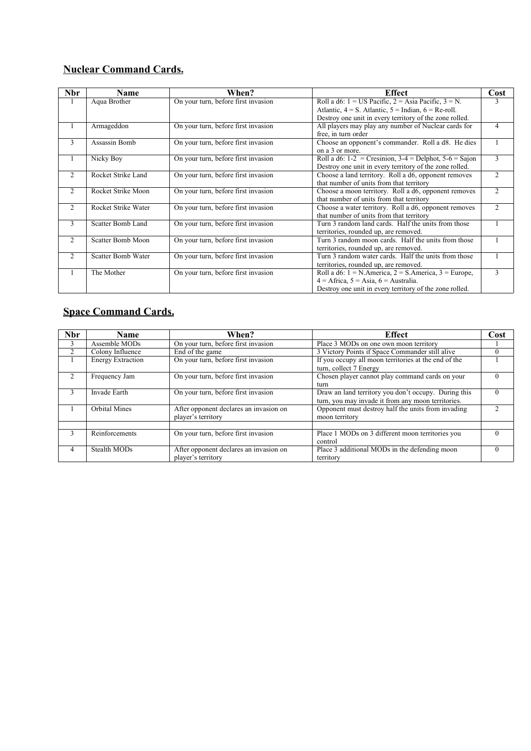## **Nuclear Command Cards.**

| Nbr | Name | When? | Effect | Cost |
|---|---|---|---|---|
| 1 | Aqua Brother | On your turn, before first invasion | Roll a d6: 1 = US Pacific, 2 = Asia Pacific, 3 = N. Atlantic, 4 = S. Atlantic, 5 = Indian, 6 = Re-roll. Destroy one unit in every territory of the zone rolled. | 3 |
| 1 | Armageddon | On your turn, before first invasion | All players may play any number of Nuclear cards for free, in turn order | 4 |
| 3 | Assassin Bomb | On your turn, before first invasion | Choose an opponent's commander. Roll a d8. He dies on a 3 or more. | 1 |
| 1 | Nicky Boy | On your turn, before first invasion | Roll a d6: 1-2 = Cresinion, 3-4 = Delphot, 5-6 = Sajon Destroy one unit in every territory of the zone rolled. | 3 |
| 2 | Rocket Strike Land | On your turn, before first invasion | Choose a land territory. Roll a d6, opponent removes that number of units from that territory | 2 |
| 2 | Rocket Strike Moon | On your turn, before first invasion | Choose a moon territory. Roll a d6, opponent removes that number of units from that territory | 2 |
| 2 | Rocket Strike Water | On your turn, before first invasion | Choose a water territory. Roll a d6, opponent removes that number of units from that territory | 2 |
| 3 | Scatter Bomb Land | On your turn, before first invasion | Turn 3 random land cards. Half the units from those territories, rounded up, are removed. | 1 |
| 2 | Scatter Bomb Moon | On your turn, before first invasion | Turn 3 random moon cards. Half the units from those territories, rounded up, are removed. | 1 |
| 2 | Scatter Bomb Water | On your turn, before first invasion | Turn 3 random water cards. Half the units from those territories, rounded up, are removed. | 1 |
| 1 | The Mother | On your turn, before first invasion | Roll a d6: 1 = N.America, 2 = S.America, 3 = Europe, 4 = Africa, 5 = Asia, 6 = Australia. Destroy one unit in every territory of the zone rolled. | 3 |

## **Space Command Cards.**

| Nbr | Name | When? | Effect | Cost |
|---|---|---|---|---|
| 3 | Assemble MODs | On your turn, before first invasion | Place 3 MODs on one own moon territory | 1 |
| 2 | Colony Influence | End of the game | 3 Victory Points if Space Commander still alive | 0 |
| 1 | Energy Extraction | On your turn, before first invasion | If you occupy all moon territories at the end of the turn, collect 7 Energy | 1 |
| 2 | Frequency Jam | On your turn, before first invasion | Chosen player cannot play command cards on your turn | 0 |
| 3 | Invade Earth | On your turn, before first invasion | Draw an land territory you don't occupy. During this turn, you may invade it from any moon territories. | 0 |
| 1 | Orbital Mines | After opponent declares an invasion on player's territory | Opponent must destroy half the units from invading moon territory | 2 |
| | | | | |
| 3 | Reinforcements | On your turn, before first invasion | Place 1 MODs on 3 different moon territories you control | 0 |
| 4 | Stealth MODs | After opponent declares an invasion on player's territory | Place 3 additional MODs in the defending moon territory | 0 |